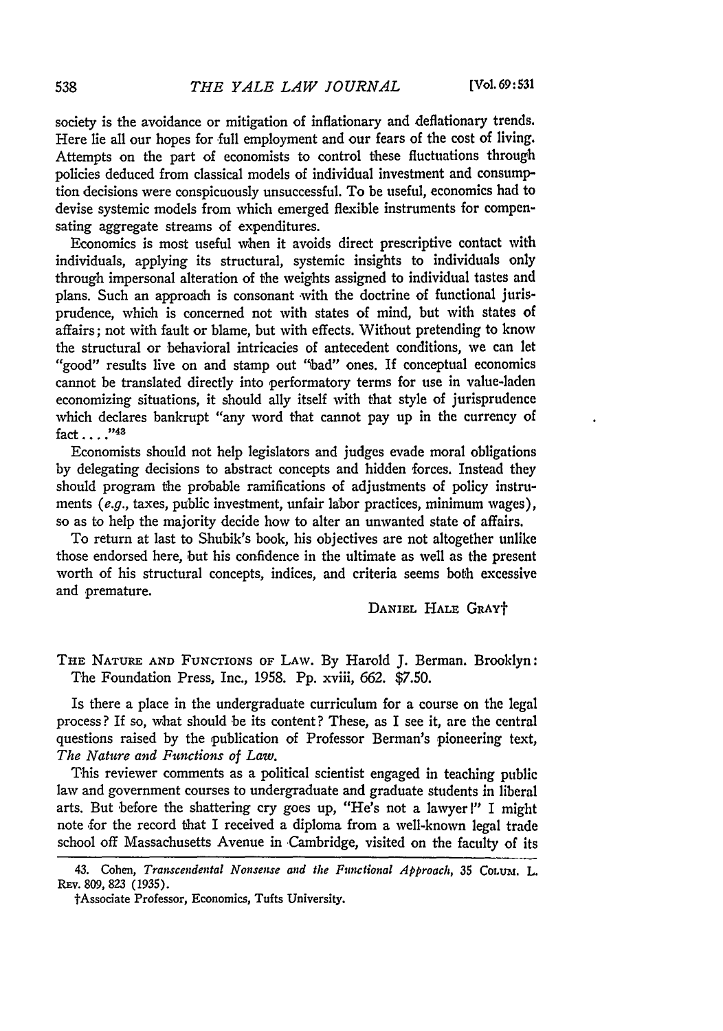society is the avoidance or mitigation of inflationary and deflationary trends. Here lie all our hopes for full employment and our fears of the cost of living. Attempts on the part of economists to control these fluctuations through policies deduced from classical models of individual investment and consumption decisions were conspicuously unsuccessful. To be useful, economics had to devise systemic models from which emerged flexible instruments for compensating aggregate streams of expenditures.

Economics is most useful when it avoids direct prescriptive contact with individuals, applying its structural, systemic insights to individuals only through impersonal alteration of the weights assigned to individual tastes and plans. Such an approach is consonant with the doctrine of functional jurisprudence, which is concerned not with states of mind, but with states of affairs; not with fault or blame, but with effects. Without pretending to know the structural or behavioral intricacies of antecedent conditions, we can let "good" results live on and stamp out "bad" ones. If conceptual economics cannot be translated directly into performatory terms for use in value-laden economizing situations, it should ally itself with that style of jurisprudence which declares bankrupt "any word that cannot pay up in the currency of fact . . . ."[43]

Economists should not help legislators and judges evade moral obligations by delegating decisions to abstract concepts and hidden forces. Instead they should program the probable ramifications of adjustments of policy instruments (*e.g.*, taxes, public investment, unfair labor practices, minimum wages), so as to help the majority decide how to alter an unwanted state of affairs.

To return at last to Shubik's book, his objectives are not altogether unlike those endorsed here, but his confidence in the ultimate as well as the present worth of his structural concepts, indices, and criteria seems both excessive and premature.

DANIEL HALE GRAY†

THE NATURE AND FUNCTIONS OF LAW. By Harold J. Berman. Brooklyn: The Foundation Press, Inc., 1958. Pp. xviii, 662. $7.50.

Is there a place in the undergraduate curriculum for a course on the legal process? If so, what should be its content? These, as I see it, are the central questions raised by the publication of Professor Berman's pioneering text, *The Nature and Functions of Law.*

This reviewer comments as a political scientist engaged in teaching public law and government courses to undergraduate and graduate students in liberal arts. But before the shattering cry goes up, "He's not a lawyer!" I might note for the record that I received a diploma from a well-known legal trade school off Massachusetts Avenue in Cambridge, visited on the faculty of its

43. Cohen, *Transcendental Nonsense and the Functional Approach*, 35 COLUM. L. REV. 809, 823 (1935).

†Associate Professor, Economics, Tufts University.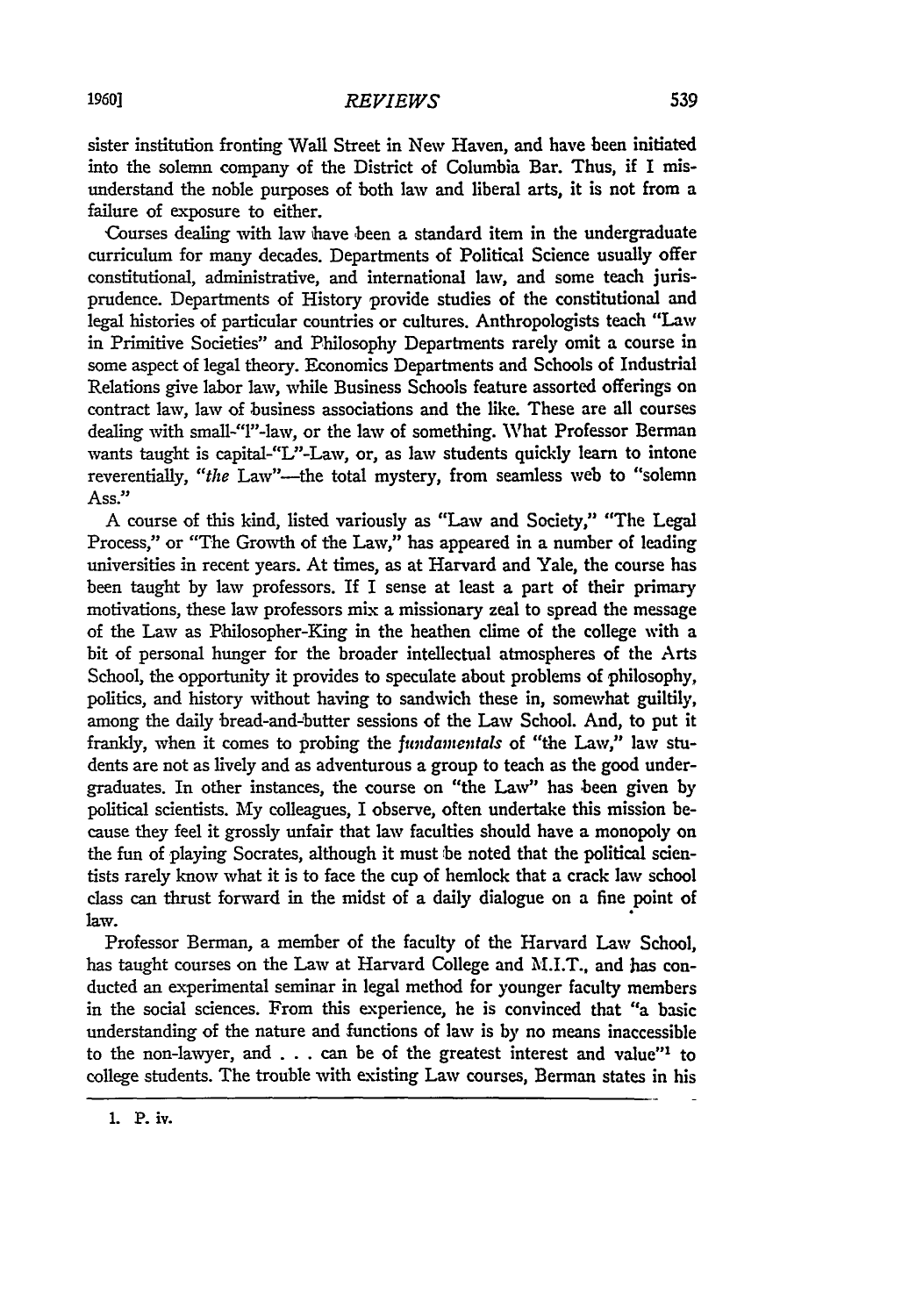sister institution fronting Wall Street in New Haven, and have been initiated into the solemn company of the District of Columbia Bar. Thus, if I misunderstand the noble purposes of both law and liberal arts, it is not from a failure of exposure to either.

Courses dealing with law have been a standard item in the undergraduate curriculum for many decades. Departments of Political Science usually offer constitutional, administrative, and international law, and some teach jurisprudence. Departments of History provide studies of the constitutional and legal histories of particular countries or cultures. Anthropologists teach "Law in Primitive Societies" and Philosophy Departments rarely omit a course in some aspect of legal theory. Economics Departments and Schools of Industrial Relations give labor law, while Business Schools feature assorted offerings on contract law, law of business associations and the like. These are all courses dealing with small-"l"-law, or the law of something. What Professor Berman wants taught is capital-"L"-Law, or, as law students quickly learn to intone reverentially, "*the* Law"—the total mystery, from seamless web to "solemn Ass."

A course of this kind, listed variously as "Law and Society," "The Legal Process," or "The Growth of the Law," has appeared in a number of leading universities in recent years. At times, as at Harvard and Yale, the course has been taught by law professors. If I sense at least a part of their primary motivations, these law professors mix a missionary zeal to spread the message of the Law as Philosopher-King in the heathen clime of the college with a bit of personal hunger for the broader intellectual atmospheres of the Arts School, the opportunity it provides to speculate about problems of philosophy, politics, and history without having to sandwich these in, somewhat guiltily, among the daily bread-and-butter sessions of the Law School. And, to put it frankly, when it comes to probing the *fundamentals* of "the Law," law students are not as lively and as adventurous a group to teach as the good undergraduates. In other instances, the course on "the Law" has been given by political scientists. My colleagues, I observe, often undertake this mission because they feel it grossly unfair that law faculties should have a monopoly on the fun of playing Socrates, although it must be noted that the political scientists rarely know what it is to face the cup of hemlock that a crack law school class can thrust forward in the midst of a daily dialogue on a fine point of law.

Professor Berman, a member of the faculty of the Harvard Law School, has taught courses on the Law at Harvard College and M.I.T., and has conducted an experimental seminar in legal method for younger faculty members in the social sciences. From this experience, he is convinced that "a basic understanding of the nature and functions of law is by no means inaccessible to the non-lawyer, and . . . can be of the greatest interest and value"[1] to college students. The trouble with existing Law courses, Berman states in his

1. P. iv.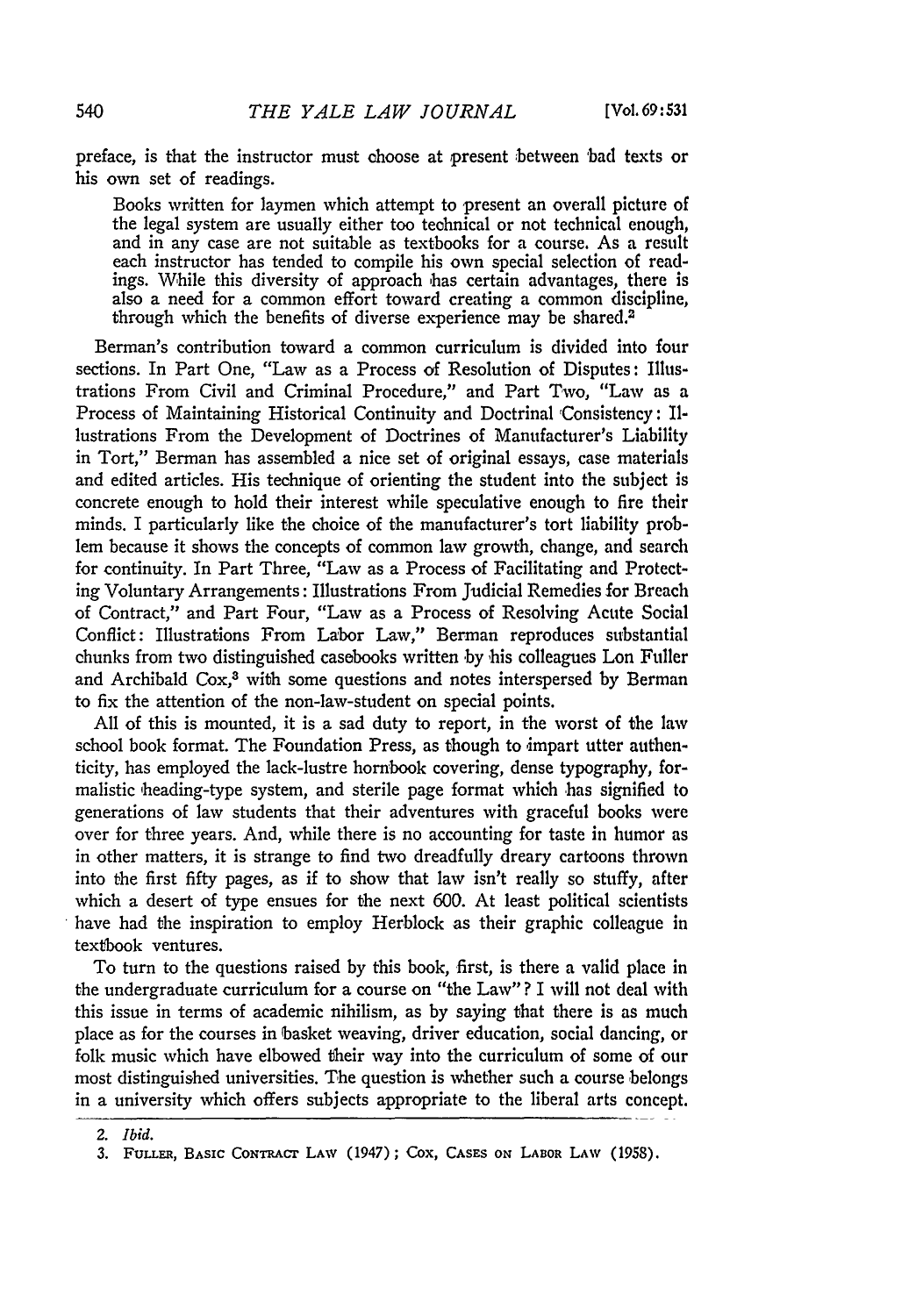preface, is that the instructor must choose at present between bad texts or his own set of readings.

> Books written for laymen which attempt to present an overall picture of the legal system are usually either too technical or not technical enough, and in any case are not suitable as textbooks for a course. As a result each instructor has tended to compile his own special selection of readings. While this diversity of approach has certain advantages, there is also a need for a common effort toward creating a common discipline, through which the benefits of diverse experience may be shared.[2]

Berman's contribution toward a common curriculum is divided into four sections. In Part One, "Law as a Process of Resolution of Disputes: Illustrations From Civil and Criminal Procedure," and Part Two, "Law as a Process of Maintaining Historical Continuity and Doctrinal Consistency: Illustrations From the Development of Doctrines of Manufacturer's Liability in Tort," Berman has assembled a nice set of original essays, case materials and edited articles. His technique of orienting the student into the subject is concrete enough to hold their interest while speculative enough to fire their minds. I particularly like the choice of the manufacturer's tort liability problem because it shows the concepts of common law growth, change, and search for continuity. In Part Three, "Law as a Process of Facilitating and Protecting Voluntary Arrangements: Illustrations From Judicial Remedies for Breach of Contract," and Part Four, "Law as a Process of Resolving Acute Social Conflict: Illustrations From Labor Law," Berman reproduces substantial chunks from two distinguished casebooks written by his colleagues Lon Fuller and Archibald Cox,[3] with some questions and notes interspersed by Berman to fix the attention of the non-law-student on special points.

All of this is mounted, it is a sad duty to report, in the worst of the law school book format. The Foundation Press, as though to impart utter authenticity, has employed the lack-lustre hornbook covering, dense typography, formalistic heading-type system, and sterile page format which has signified to generations of law students that their adventures with graceful books were over for three years. And, while there is no accounting for taste in humor as in other matters, it is strange to find two dreadfully dreary cartoons thrown into the first fifty pages, as if to show that law isn't really so stuffy, after which a desert of type ensues for the next 600. At least political scientists have had the inspiration to employ Herblock as their graphic colleague in textbook ventures.

To turn to the questions raised by this book, first, is there a valid place in the undergraduate curriculum for a course on "the Law"? I will not deal with this issue in terms of academic nihilism, as by saying that there is as much place as for the courses in basket weaving, driver education, social dancing, or folk music which have elbowed their way into the curriculum of some of our most distinguished universities. The question is whether such a course belongs in a university which offers subjects appropriate to the liberal arts concept.

---

2. *Ibid.*

3. FULLER, BASIC CONTRACT LAW (1947); COX, CASES ON LABOR LAW (1958).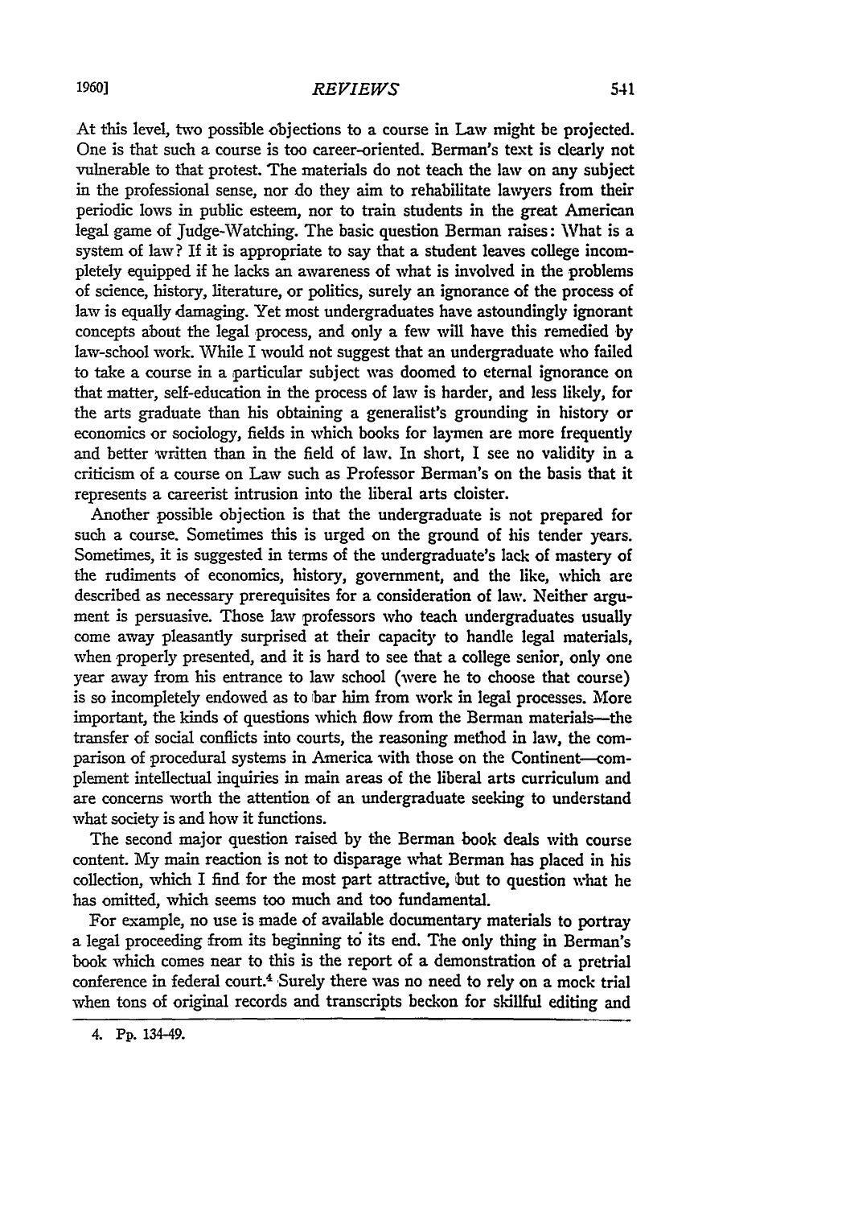At this level, two possible objections to a course in Law might be projected. One is that such a course is too career-oriented. Berman's text is clearly not vulnerable to that protest. The materials do not teach the law on any subject in the professional sense, nor do they aim to rehabilitate lawyers from their periodic lows in public esteem, nor to train students in the great American legal game of Judge-Watching. The basic question Berman raises: What is a system of law? If it is appropriate to say that a student leaves college incompletely equipped if he lacks an awareness of what is involved in the problems of science, history, literature, or politics, surely an ignorance of the process of law is equally damaging. Yet most undergraduates have astoundingly ignorant concepts about the legal process, and only a few will have this remedied by law-school work. While I would not suggest that an undergraduate who failed to take a course in a particular subject was doomed to eternal ignorance on that matter, self-education in the process of law is harder, and less likely, for the arts graduate than his obtaining a generalist's grounding in history or economics or sociology, fields in which books for laymen are more frequently and better written than in the field of law. In short, I see no validity in a criticism of a course on Law such as Professor Berman's on the basis that it represents a careerist intrusion into the liberal arts cloister.

Another possible objection is that the undergraduate is not prepared for such a course. Sometimes this is urged on the ground of his tender years. Sometimes, it is suggested in terms of the undergraduate's lack of mastery of the rudiments of economics, history, government, and the like, which are described as necessary prerequisites for a consideration of law. Neither argument is persuasive. Those law professors who teach undergraduates usually come away pleasantly surprised at their capacity to handle legal materials, when properly presented, and it is hard to see that a college senior, only one year away from his entrance to law school (were he to choose that course) is so incompletely endowed as to bar him from work in legal processes. More important, the kinds of questions which flow from the Berman materials—the transfer of social conflicts into courts, the reasoning method in law, the comparison of procedural systems in America with those on the Continent—complement intellectual inquiries in main areas of the liberal arts curriculum and are concerns worth the attention of an undergraduate seeking to understand what society is and how it functions.

The second major question raised by the Berman book deals with course content. My main reaction is not to disparage what Berman has placed in his collection, which I find for the most part attractive, but to question what he has omitted, which seems too much and too fundamental.

For example, no use is made of available documentary materials to portray a legal proceeding from its beginning to its end. The only thing in Berman's book which comes near to this is the report of a demonstration of a pretrial conference in federal court.[4] Surely there was no need to rely on a mock trial when tons of original records and transcripts beckon for skillful editing and

4. Pp. 134-49.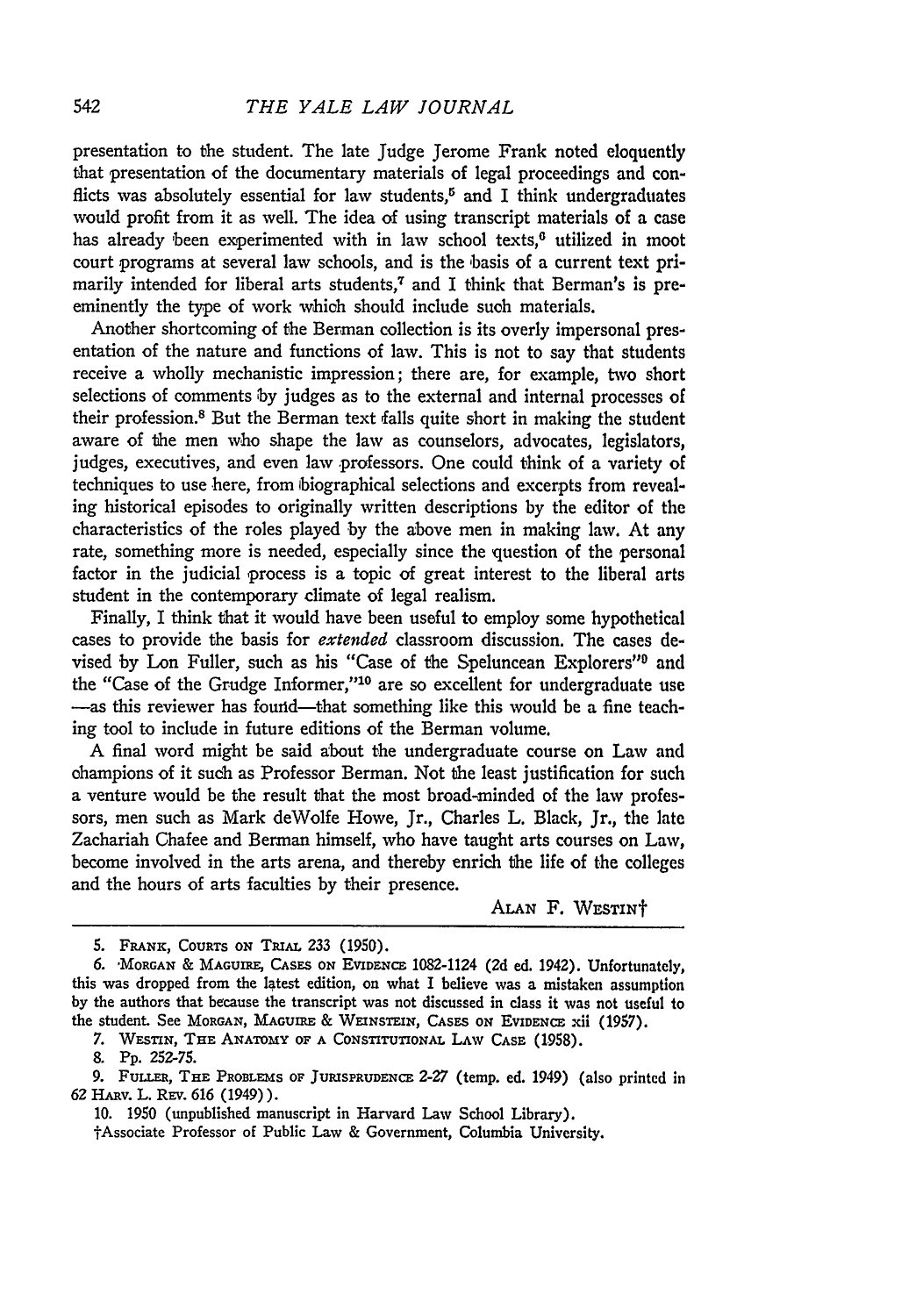presentation to the student. The late Judge Jerome Frank noted eloquently that presentation of the documentary materials of legal proceedings and conflicts was absolutely essential for law students,[5] and I think undergraduates would profit from it as well. The idea of using transcript materials of a case has already been experimented with in law school texts,[6] utilized in moot court programs at several law schools, and is the basis of a current text primarily intended for liberal arts students,[7] and I think that Berman's is preeminently the type of work which should include such materials.

Another shortcoming of the Berman collection is its overly impersonal presentation of the nature and functions of law. This is not to say that students receive a wholly mechanistic impression; there are, for example, two short selections of comments by judges as to the external and internal processes of their profession.[8] But the Berman text falls quite short in making the student aware of the men who shape the law as counselors, advocates, legislators, judges, executives, and even law professors. One could think of a variety of techniques to use here, from biographical selections and excerpts from revealing historical episodes to originally written descriptions by the editor of the characteristics of the roles played by the above men in making law. At any rate, something more is needed, especially since the question of the personal factor in the judicial process is a topic of great interest to the liberal arts student in the contemporary climate of legal realism.

Finally, I think that it would have been useful to employ some hypothetical cases to provide the basis for *extended* classroom discussion. The cases devised by Lon Fuller, such as his "Case of the Speluncean Explorers"[9] and the "Case of the Grudge Informer,"[10] are so excellent for undergraduate use —as this reviewer has found—that something like this would be a fine teaching tool to include in future editions of the Berman volume.

A final word might be said about the undergraduate course on Law and champions of it such as Professor Berman. Not the least justification for such a venture would be the result that the most broad-minded of the law professors, men such as Mark deWolfe Howe, Jr., Charles L. Black, Jr., the late Zachariah Chafee and Berman himself, who have taught arts courses on Law, become involved in the arts arena, and thereby enrich the life of the colleges and the hours of arts faculties by their presence.

ALAN F. WESTIN†

---

5. FRANK, COURTS ON TRIAL 233 (1950).

6. MORGAN & MAGUIRE, CASES ON EVIDENCE 1082-1124 (2d ed. 1942). Unfortunately, this was dropped from the latest edition, on what I believe was a mistaken assumption by the authors that because the transcript was not discussed in class it was not useful to the student. See MORGAN, MAGUIRE & WEINSTEIN, CASES ON EVIDENCE xii (1957).

7. WESTIN, THE ANATOMY OF A CONSTITUTIONAL LAW CASE (1958).

8. Pp. 252-75.

9. FULLER, THE PROBLEMS OF JURISPRUDENCE 2-27 (temp. ed. 1949) (also printed in 62 HARV. L. REV. 616 (1949)).

10. 1950 (unpublished manuscript in Harvard Law School Library).

†Associate Professor of Public Law & Government, Columbia University.